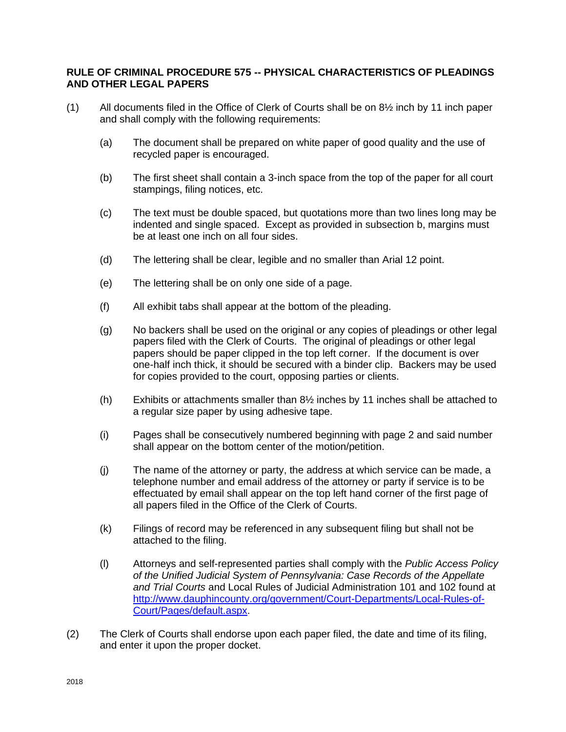**RULE OF CRIMINAL PROCEDURE 575 -- PHYSICAL CHARACTERISTICS OF PLEADINGS AND OTHER LEGAL PAPERS**

(1) All documents filed in the Office of Clerk of Courts shall be on 8½ inch by 11 inch paper and shall comply with the following requirements:

   (a) The document shall be prepared on white paper of good quality and the use of recycled paper is encouraged.

   (b) The first sheet shall contain a 3-inch space from the top of the paper for all court stampings, filing notices, etc.

   (c) The text must be double spaced, but quotations more than two lines long may be indented and single spaced. Except as provided in subsection b, margins must be at least one inch on all four sides.

   (d) The lettering shall be clear, legible and no smaller than Arial 12 point.

   (e) The lettering shall be on only one side of a page.

   (f) All exhibit tabs shall appear at the bottom of the pleading.

   (g) No backers shall be used on the original or any copies of pleadings or other legal papers filed with the Clerk of Courts. The original of pleadings or other legal papers should be paper clipped in the top left corner. If the document is over one-half inch thick, it should be secured with a binder clip. Backers may be used for copies provided to the court, opposing parties or clients.

   (h) Exhibits or attachments smaller than 8½ inches by 11 inches shall be attached to a regular size paper by using adhesive tape.

   (i) Pages shall be consecutively numbered beginning with page 2 and said number shall appear on the bottom center of the motion/petition.

   (j) The name of the attorney or party, the address at which service can be made, a telephone number and email address of the attorney or party if service is to be effectuated by email shall appear on the top left hand corner of the first page of all papers filed in the Office of the Clerk of Courts.

   (k) Filings of record may be referenced in any subsequent filing but shall not be attached to the filing.

   (l) Attorneys and self-represented parties shall comply with the *Public Access Policy of the Unified Judicial System of Pennsylvania: Case Records of the Appellate and Trial Courts* and Local Rules of Judicial Administration 101 and 102 found at [http://www.dauphincounty.org/government/Court-Departments/Local-Rules-of-Court/Pages/default.aspx](http://www.dauphincounty.org/government/Court-Departments/Local-Rules-of-Court/Pages/default.aspx).

(2) The Clerk of Courts shall endorse upon each paper filed, the date and time of its filing, and enter it upon the proper docket.

2018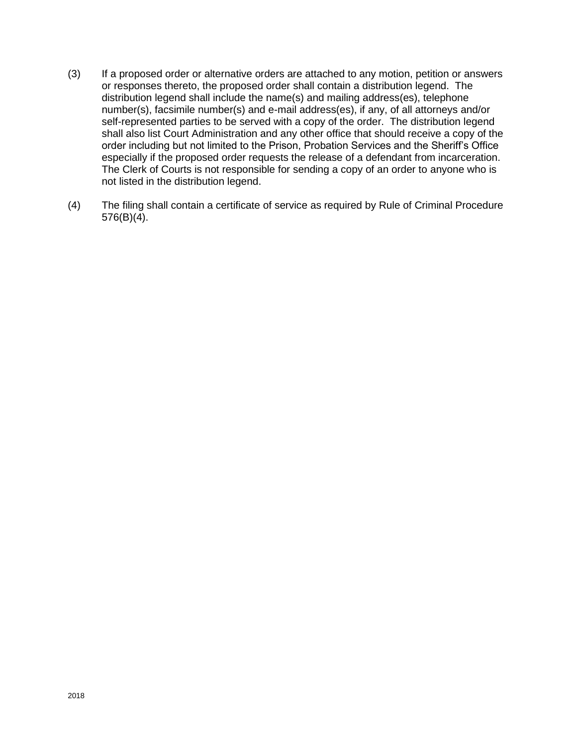(3) If a proposed order or alternative orders are attached to any motion, petition or answers or responses thereto, the proposed order shall contain a distribution legend. The distribution legend shall include the name(s) and mailing address(es), telephone number(s), facsimile number(s) and e-mail address(es), if any, of all attorneys and/or self-represented parties to be served with a copy of the order. The distribution legend shall also list Court Administration and any other office that should receive a copy of the order including but not limited to the Prison, Probation Services and the Sheriff's Office especially if the proposed order requests the release of a defendant from incarceration. The Clerk of Courts is not responsible for sending a copy of an order to anyone who is not listed in the distribution legend.

(4) The filing shall contain a certificate of service as required by Rule of Criminal Procedure 576(B)(4).